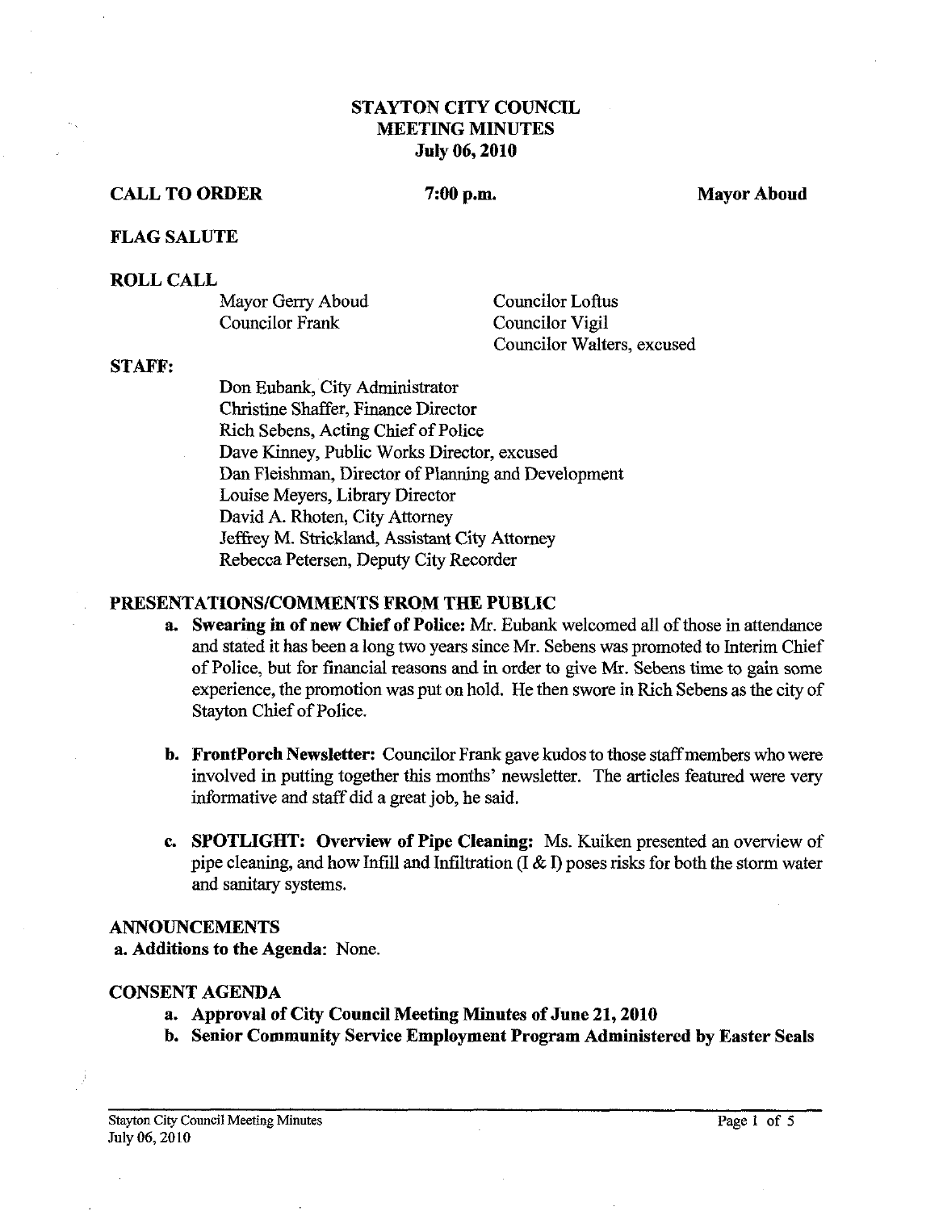# STAYTON CITY COUNCIL
## MEETING MINUTES
### July 06, 2010

**CALL TO ORDER** **7:00 p.m.** **Mayor Aboud**

**FLAG SALUTE**

**ROLL CALL**

| | |
|---|---|
| Mayor Gerry Aboud | Councilor Loftus |
| Councilor Frank | Councilor Vigil |
| | Councilor Walters, excused |

**STAFF:**

Don Eubank, City Administrator
Christine Shaffer, Finance Director
Rich Sebens, Acting Chief of Police
Dave Kinney, Public Works Director, excused
Dan Fleishman, Director of Planning and Development
Louise Meyers, Library Director
David A. Rhoten, City Attorney
Jeffrey M. Strickland, Assistant City Attorney
Rebecca Petersen, Deputy City Recorder

**PRESENTATIONS/COMMENTS FROM THE PUBLIC**

a. **Swearing in of new Chief of Police:** Mr. Eubank welcomed all of those in attendance and stated it has been a long two years since Mr. Sebens was promoted to Interim Chief of Police, but for financial reasons and in order to give Mr. Sebens time to gain some experience, the promotion was put on hold. He then swore in Rich Sebens as the city of Stayton Chief of Police.

b. **FrontPorch Newsletter:** Councilor Frank gave kudos to those staff members who were involved in putting together this months' newsletter. The articles featured were very informative and staff did a great job, he said.

c. **SPOTLIGHT: Overview of Pipe Cleaning:** Ms. Kuiken presented an overview of pipe cleaning, and how Infill and Infiltration (I & I) poses risks for both the storm water and sanitary systems.

**ANNOUNCEMENTS**

a. **Additions to the Agenda**: None.

**CONSENT AGENDA**

a. **Approval of City Council Meeting Minutes of June 21, 2010**
b. **Senior Community Service Employment Program Administered by Easter Seals**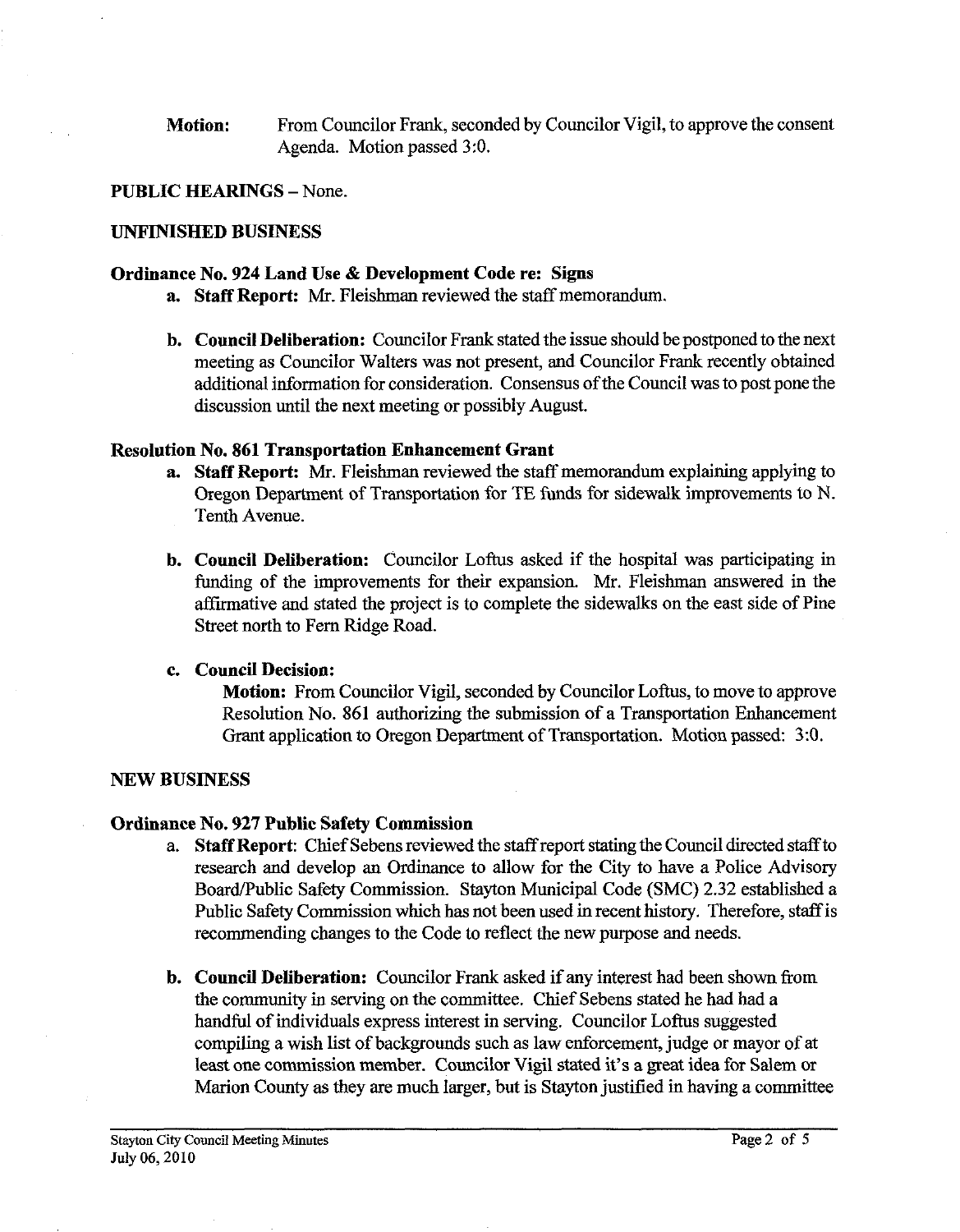**Motion:** From Councilor Frank, seconded by Councilor Vigil, to approve the consent Agenda. Motion passed 3:0.

**PUBLIC HEARINGS** – None.

**UNFINISHED BUSINESS**

**Ordinance No. 924 Land Use & Development Code re: Signs**

a. **Staff Report:** Mr. Fleishman reviewed the staff memorandum.

b. **Council Deliberation:** Councilor Frank stated the issue should be postponed to the next meeting as Councilor Walters was not present, and Councilor Frank recently obtained additional information for consideration. Consensus of the Council was to post pone the discussion until the next meeting or possibly August.

**Resolution No. 861 Transportation Enhancement Grant**

a. **Staff Report:** Mr. Fleishman reviewed the staff memorandum explaining applying to Oregon Department of Transportation for TE funds for sidewalk improvements to N. Tenth Avenue.

b. **Council Deliberation:** Councilor Loftus asked if the hospital was participating in funding of the improvements for their expansion. Mr. Fleishman answered in the affirmative and stated the project is to complete the sidewalks on the east side of Pine Street north to Fern Ridge Road.

c. **Council Decision:**

**Motion:** From Councilor Vigil, seconded by Councilor Loftus, to move to approve Resolution No. 861 authorizing the submission of a Transportation Enhancement Grant application to Oregon Department of Transportation. Motion passed: 3:0.

**NEW BUSINESS**

**Ordinance No. 927 Public Safety Commission**

a. **Staff Report**: Chief Sebens reviewed the staff report stating the Council directed staff to research and develop an Ordinance to allow for the City to have a Police Advisory Board/Public Safety Commission. Stayton Municipal Code (SMC) 2.32 established a Public Safety Commission which has not been used in recent history. Therefore, staff is recommending changes to the Code to reflect the new purpose and needs.

b. **Council Deliberation:** Councilor Frank asked if any interest had been shown from the community in serving on the committee. Chief Sebens stated he had had a handful of individuals express interest in serving. Councilor Loftus suggested compiling a wish list of backgrounds such as law enforcement, judge or mayor of at least one commission member. Councilor Vigil stated it's a great idea for Salem or Marion County as they are much larger, but is Stayton justified in having a committee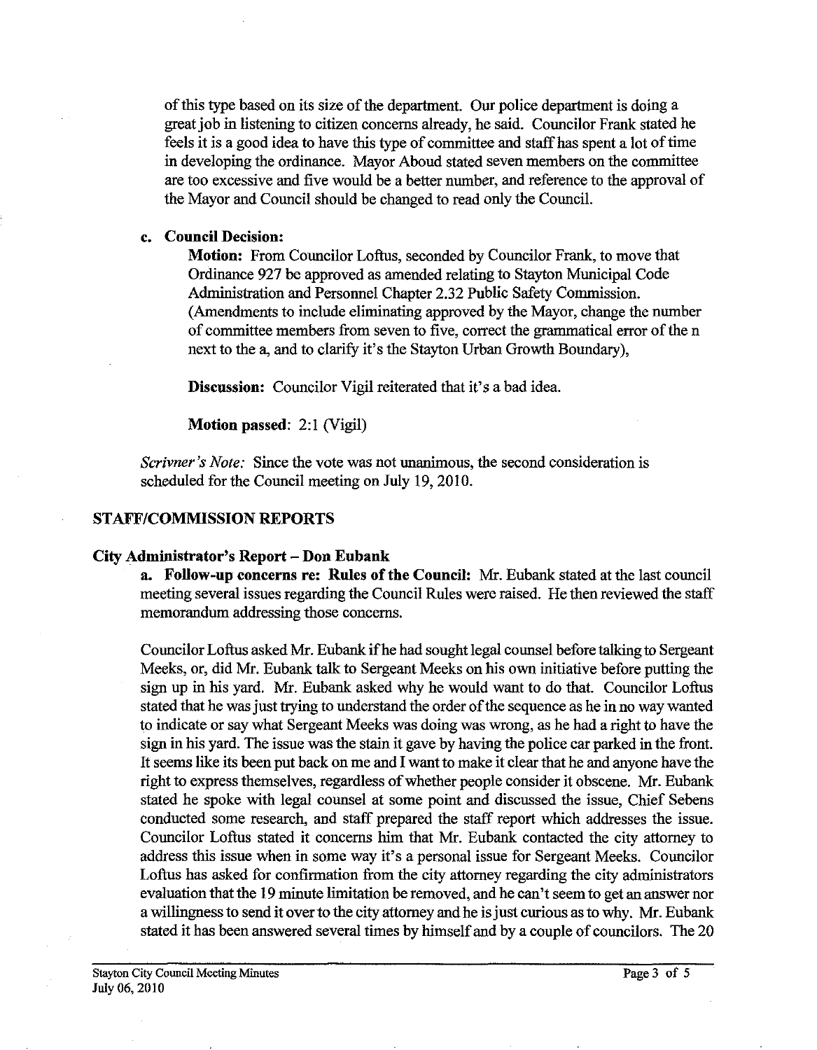of this type based on its size of the department. Our police department is doing a great job in listening to citizen concerns already, he said. Councilor Frank stated he feels it is a good idea to have this type of committee and staff has spent a lot of time in developing the ordinance. Mayor Aboud stated seven members on the committee are too excessive and five would be a better number, and reference to the approval of the Mayor and Council should be changed to read only the Council.

**c. Council Decision:**

**Motion:** From Councilor Loftus, seconded by Councilor Frank, to move that Ordinance 927 be approved as amended relating to Stayton Municipal Code Administration and Personnel Chapter 2.32 Public Safety Commission. (Amendments to include eliminating approved by the Mayor, change the number of committee members from seven to five, correct the grammatical error of the n next to the a, and to clarify it's the Stayton Urban Growth Boundary),

**Discussion:** Councilor Vigil reiterated that it's a bad idea.

**Motion passed**: 2:1 (Vigil)

*Scrivner's Note:* Since the vote was not unanimous, the second consideration is scheduled for the Council meeting on July 19, 2010.

## STAFF/COMMISSION REPORTS

### City Administrator's Report – Don Eubank

**a. Follow-up concerns re: Rules of the Council:** Mr. Eubank stated at the last council meeting several issues regarding the Council Rules were raised. He then reviewed the staff memorandum addressing those concerns.

Councilor Loftus asked Mr. Eubank if he had sought legal counsel before talking to Sergeant Meeks, or, did Mr. Eubank talk to Sergeant Meeks on his own initiative before putting the sign up in his yard. Mr. Eubank asked why he would want to do that. Councilor Loftus stated that he was just trying to understand the order of the sequence as he in no way wanted to indicate or say what Sergeant Meeks was doing was wrong, as he had a right to have the sign in his yard. The issue was the stain it gave by having the police car parked in the front. It seems like its been put back on me and I want to make it clear that he and anyone have the right to express themselves, regardless of whether people consider it obscene. Mr. Eubank stated he spoke with legal counsel at some point and discussed the issue, Chief Sebens conducted some research, and staff prepared the staff report which addresses the issue. Councilor Loftus stated it concerns him that Mr. Eubank contacted the city attorney to address this issue when in some way it's a personal issue for Sergeant Meeks. Councilor Loftus has asked for confirmation from the city attorney regarding the city administrators evaluation that the 19 minute limitation be removed, and he can't seem to get an answer nor a willingness to send it over to the city attorney and he is just curious as to why. Mr. Eubank stated it has been answered several times by himself and by a couple of councilors. The 20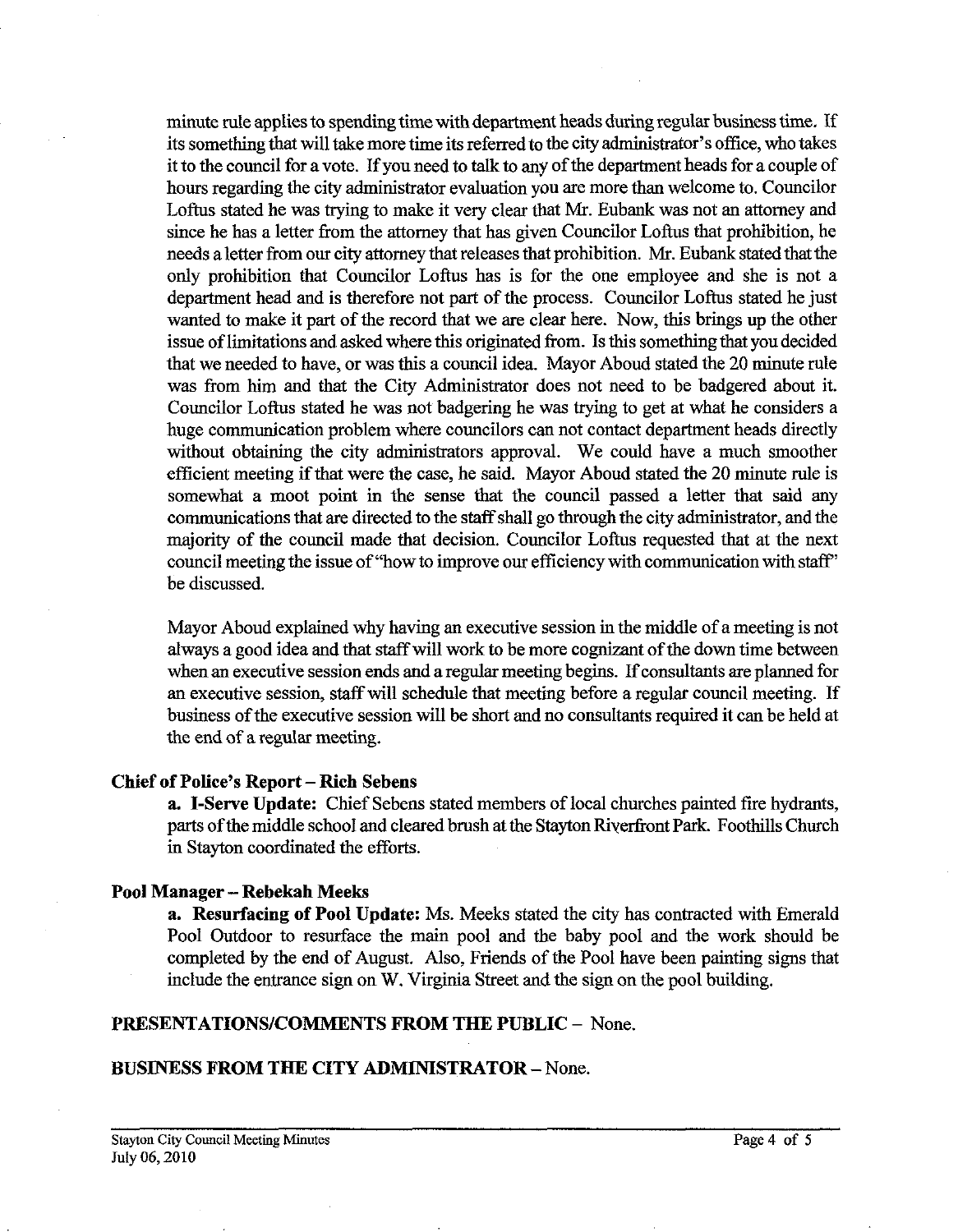minute rule applies to spending time with department heads during regular business time. If its something that will take more time its referred to the city administrator's office, who takes it to the council for a vote. If you need to talk to any of the department heads for a couple of hours regarding the city administrator evaluation you are more than welcome to. Councilor Loftus stated he was trying to make it very clear that Mr. Eubank was not an attorney and since he has a letter from the attorney that has given Councilor Loftus that prohibition, he needs a letter from our city attorney that releases that prohibition. Mr. Eubank stated that the only prohibition that Councilor Loftus has is for the one employee and she is not a department head and is therefore not part of the process. Councilor Loftus stated he just wanted to make it part of the record that we are clear here. Now, this brings up the other issue of limitations and asked where this originated from. Is this something that you decided that we needed to have, or was this a council idea. Mayor Aboud stated the 20 minute rule was from him and that the City Administrator does not need to be badgered about it. Councilor Loftus stated he was not badgering he was trying to get at what he considers a huge communication problem where councilors can not contact department heads directly without obtaining the city administrators approval. We could have a much smoother efficient meeting if that were the case, he said. Mayor Aboud stated the 20 minute rule is somewhat a moot point in the sense that the council passed a letter that said any communications that are directed to the staff shall go through the city administrator, and the majority of the council made that decision. Councilor Loftus requested that at the next council meeting the issue of "how to improve our efficiency with communication with staff" be discussed.

Mayor Aboud explained why having an executive session in the middle of a meeting is not always a good idea and that staff will work to be more cognizant of the down time between when an executive session ends and a regular meeting begins. If consultants are planned for an executive session, staff will schedule that meeting before a regular council meeting. If business of the executive session will be short and no consultants required it can be held at the end of a regular meeting.

**Chief of Police's Report – Rich Sebens**

**a. I-Serve Update:** Chief Sebens stated members of local churches painted fire hydrants, parts of the middle school and cleared brush at the Stayton Riverfront Park. Foothills Church in Stayton coordinated the efforts.

**Pool Manager – Rebekah Meeks**

**a. Resurfacing of Pool Update:** Ms. Meeks stated the city has contracted with Emerald Pool Outdoor to resurface the main pool and the baby pool and the work should be completed by the end of August. Also, Friends of the Pool have been painting signs that include the entrance sign on W. Virginia Street and the sign on the pool building.

**PRESENTATIONS/COMMENTS FROM THE PUBLIC** – None.

**BUSINESS FROM THE CITY ADMINISTRATOR** – None.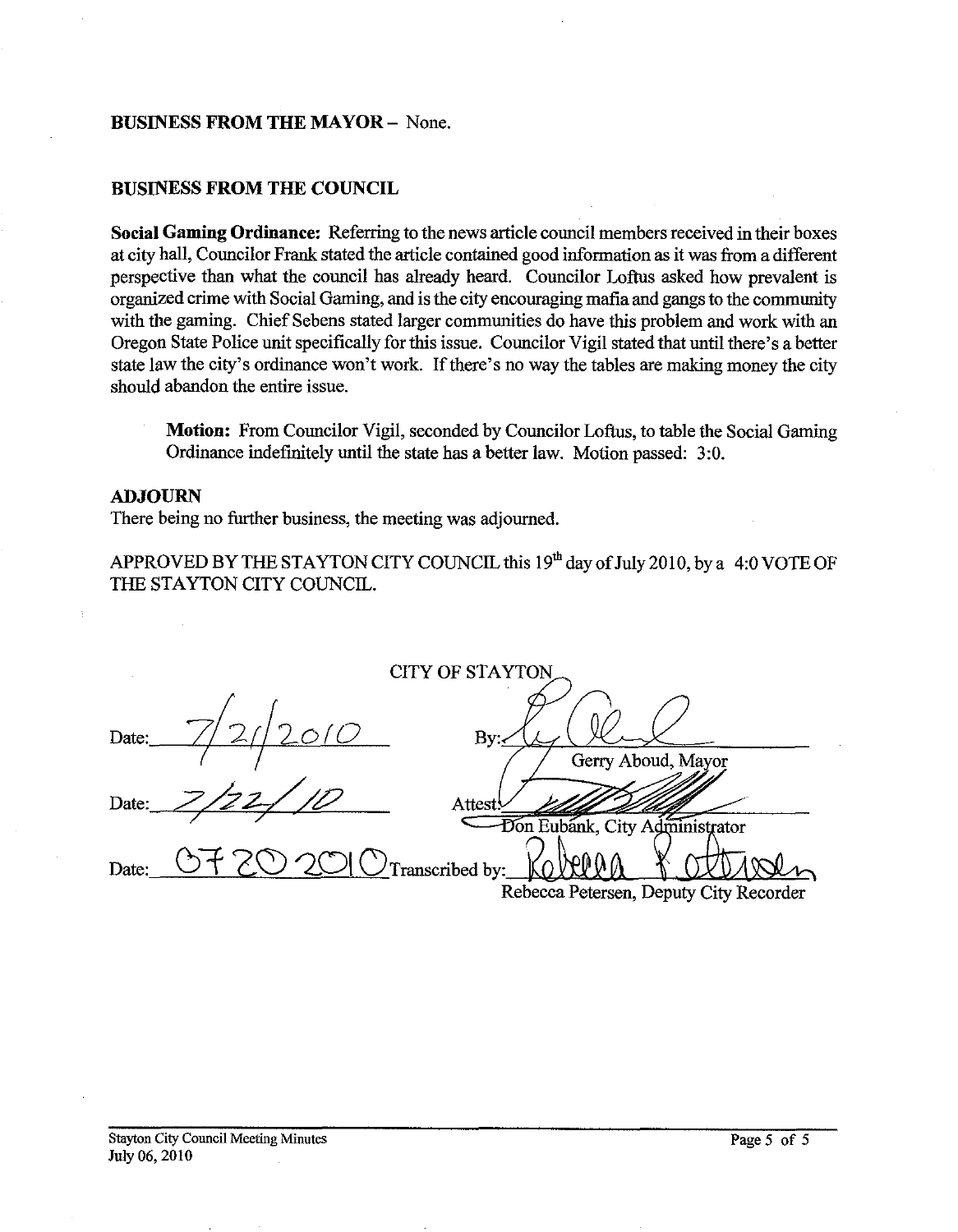**BUSINESS FROM THE MAYOR –** None.

**BUSINESS FROM THE COUNCIL**

**Social Gaming Ordinance:** Referring to the news article council members received in their boxes at city hall, Councilor Frank stated the article contained good information as it was from a different perspective than what the council has already heard. Councilor Loftus asked how prevalent is organized crime with Social Gaming, and is the city encouraging mafia and gangs to the community with the gaming. Chief Sebens stated larger communities do have this problem and work with an Oregon State Police unit specifically for this issue. Councilor Vigil stated that until there's a better state law the city's ordinance won't work. If there's no way the tables are making money the city should abandon the entire issue.

> **Motion:** From Councilor Vigil, seconded by Councilor Loftus, to table the Social Gaming Ordinance indefinitely until the state has a better law. Motion passed: 3:0.

**ADJOURN**

There being no further business, the meeting was adjourned.

APPROVED BY THE STAYTON CITY COUNCIL this 19th day of July 2010, by a 4:0 VOTE OF THE STAYTON CITY COUNCIL.

CITY OF STAYTON

Date: 7/21/2010 By: _[signature]_ Gerry Aboud, Mayor

Date: 7/22/10 Attest: _[signature]_ Don Eubank, City Administrator

Date: 07 20 2010 Transcribed by: _[signature]_ Rebecca Petersen, Deputy City Recorder

Stayton City Council Meeting Minutes
July 06, 2010